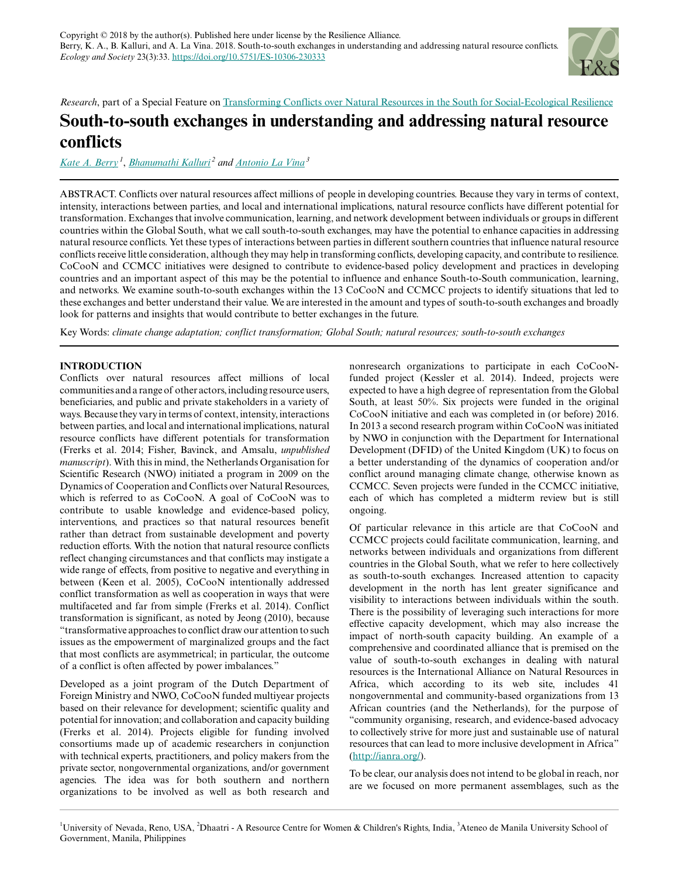Copyright © 2018 by the author(s). Published here under license by the Resilience Alliance.
Berry, K. A., B. Kalluri, and A. La Vina. 2018. South-to-south exchanges in understanding and addressing natural resource conflicts. *Ecology and Society* 23(3):33. https://doi.org/10.5751/ES-10306-230333

*Research*, part of a Special Feature on Transforming Conflicts over Natural Resources in the South for Social-Ecological Resilience

# South-to-south exchanges in understanding and addressing natural resource conflicts

*Kate A. Berry* [1], *Bhanumathi Kalluri* [2] and *Antonio La Vina* [3]

ABSTRACT. Conflicts over natural resources affect millions of people in developing countries. Because they vary in terms of context, intensity, interactions between parties, and local and international implications, natural resource conflicts have different potential for transformation. Exchanges that involve communication, learning, and network development between individuals or groups in different countries within the Global South, what we call south-to-south exchanges, may have the potential to enhance capacities in addressing natural resource conflicts. Yet these types of interactions between parties in different southern countries that influence natural resource conflicts receive little consideration, although they may help in transforming conflicts, developing capacity, and contribute to resilience. CoCooN and CCMCC initiatives were designed to contribute to evidence-based policy development and practices in developing countries and an important aspect of this may be the potential to influence and enhance South-to-South communication, learning, and networks. We examine south-to-south exchanges within the 13 CoCooN and CCMCC projects to identify situations that led to these exchanges and better understand their value. We are interested in the amount and types of south-to-south exchanges and broadly look for patterns and insights that would contribute to better exchanges in the future.

Key Words: *climate change adaptation; conflict transformation; Global South; natural resources; south-to-south exchanges*

## INTRODUCTION

Conflicts over natural resources affect millions of local communities and a range of other actors, including resource users, beneficiaries, and public and private stakeholders in a variety of ways. Because they vary in terms of context, intensity, interactions between parties, and local and international implications, natural resource conflicts have different potentials for transformation (Frerks et al. 2014; Fisher, Bavinck, and Amsalu, *unpublished manuscript*). With this in mind, the Netherlands Organisation for Scientific Research (NWO) initiated a program in 2009 on the Dynamics of Cooperation and Conflicts over Natural Resources, which is referred to as CoCooN. A goal of CoCooN was to contribute to usable knowledge and evidence-based policy, interventions, and practices so that natural resources benefit rather than detract from sustainable development and poverty reduction efforts. With the notion that natural resource conflicts reflect changing circumstances and that conflicts may instigate a wide range of effects, from positive to negative and everything in between (Keen et al. 2005), CoCooN intentionally addressed conflict transformation as well as cooperation in ways that were multifaceted and far from simple (Frerks et al. 2014). Conflict transformation is significant, as noted by Jeong (2010), because "transformative approaches to conflict draw our attention to such issues as the empowerment of marginalized groups and the fact that most conflicts are asymmetrical; in particular, the outcome of a conflict is often affected by power imbalances."

Developed as a joint program of the Dutch Department of Foreign Ministry and NWO, CoCooN funded multiyear projects based on their relevance for development; scientific quality and potential for innovation; and collaboration and capacity building (Frerks et al. 2014). Projects eligible for funding involved consortiums made up of academic researchers in conjunction with technical experts, practitioners, and policy makers from the private sector, nongovernmental organizations, and/or government agencies. The idea was for both southern and northern organizations to be involved as well as both research and nonresearch organizations to participate in each CoCooN-funded project (Kessler et al. 2014). Indeed, projects were expected to have a high degree of representation from the Global South, at least 50%. Six projects were funded in the original CoCooN initiative and each was completed in (or before) 2016. In 2013 a second research program within CoCooN was initiated by NWO in conjunction with the Department for International Development (DFID) of the United Kingdom (UK) to focus on a better understanding of the dynamics of cooperation and/or conflict around managing climate change, otherwise known as CCMCC. Seven projects were funded in the CCMCC initiative, each of which has completed a midterm review but is still ongoing.

Of particular relevance in this article are that CoCooN and CCMCC projects could facilitate communication, learning, and networks between individuals and organizations from different countries in the Global South, what we refer to here collectively as south-to-south exchanges. Increased attention to capacity development in the north has lent greater significance and visibility to interactions between individuals within the south. There is the possibility of leveraging such interactions for more effective capacity development, which may also increase the impact of north-south capacity building. An example of a comprehensive and coordinated alliance that is premised on the value of south-to-south exchanges in dealing with natural resources is the International Alliance on Natural Resources in Africa, which according to its web site, includes 41 nongovernmental and community-based organizations from 13 African countries (and the Netherlands), for the purpose of "community organising, research, and evidence-based advocacy to collectively strive for more just and sustainable use of natural resources that can lead to more inclusive development in Africa" (http://ianra.org/).

To be clear, our analysis does not intend to be global in reach, nor are we focused on more permanent assemblages, such as the

[1] University of Nevada, Reno, USA, [2] Dhaatri - A Resource Centre for Women & Children's Rights, India, [3] Ateneo de Manila University School of Government, Manila, Philippines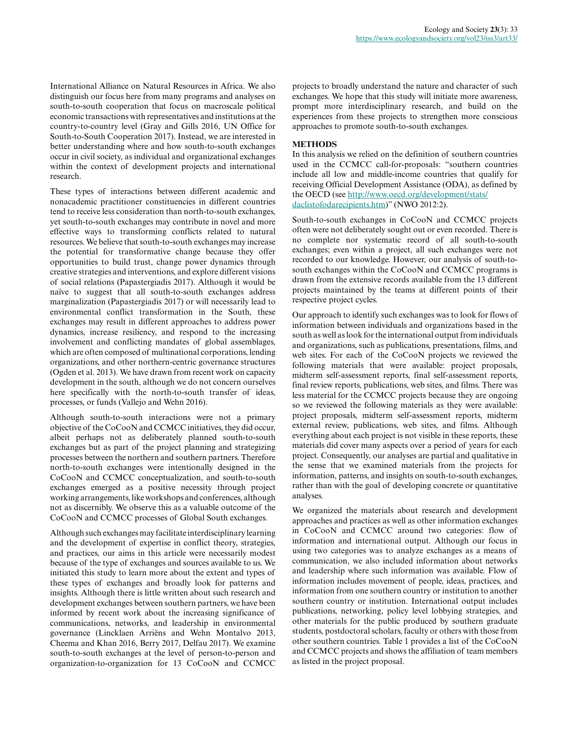International Alliance on Natural Resources in Africa. We also distinguish our focus here from many programs and analyses on south-to-south cooperation that focus on macroscale political economic transactions with representatives and institutions at the country-to-country level (Gray and Gills 2016, UN Office for South-to-South Cooperation 2017). Instead, we are interested in better understanding where and how south-to-south exchanges occur in civil society, as individual and organizational exchanges within the context of development projects and international research.

These types of interactions between different academic and nonacademic practitioner constituencies in different countries tend to receive less consideration than north-to-south exchanges, yet south-to-south exchanges may contribute in novel and more effective ways to transforming conflicts related to natural resources. We believe that south-to-south exchanges may increase the potential for transformative change because they offer opportunities to build trust, change power dynamics through creative strategies and interventions, and explore different visions of social relations (Papastergiadis 2017). Although it would be naïve to suggest that all south-to-south exchanges address marginalization (Papastergiadis 2017) or will necessarily lead to environmental conflict transformation in the South, these exchanges may result in different approaches to address power dynamics, increase resiliency, and respond to the increasing involvement and conflicting mandates of global assemblages, which are often composed of multinational corporations, lending organizations, and other northern-centric governance structures (Ogden et al. 2013). We have drawn from recent work on capacity development in the south, although we do not concern ourselves here specifically with the north-to-south transfer of ideas, processes, or funds (Vallejo and Wehn 2016).

Although south-to-south interactions were not a primary objective of the CoCooN and CCMCC initiatives, they did occur, albeit perhaps not as deliberately planned south-to-south exchanges but as part of the project planning and strategizing processes between the northern and southern partners. Therefore north-to-south exchanges were intentionally designed in the CoCooN and CCMCC conceptualization, and south-to-south exchanges emerged as a positive necessity through project working arrangements, like workshops and conferences, although not as discernibly. We observe this as a valuable outcome of the CoCooN and CCMCC processes of Global South exchanges.

Although such exchanges may facilitate interdisciplinary learning and the development of expertise in conflict theory, strategies, and practices, our aims in this article were necessarily modest because of the type of exchanges and sources available to us. We initiated this study to learn more about the extent and types of these types of exchanges and broadly look for patterns and insights. Although there is little written about such research and development exchanges between southern partners, we have been informed by recent work about the increasing significance of communications, networks, and leadership in environmental governance (Lincklaen Arriëns and Wehn Montalvo 2013, Cheema and Khan 2016, Berry 2017, Delfau 2017). We examine south-to-south exchanges at the level of person-to-person and organization-to-organization for 13 CoCooN and CCMCC projects to broadly understand the nature and character of such exchanges. We hope that this study will initiate more awareness, prompt more interdisciplinary research, and build on the experiences from these projects to strengthen more conscious approaches to promote south-to-south exchanges.

## METHODS

In this analysis we relied on the definition of southern countries used in the CCMCC call-for-proposals: "southern countries include all low and middle-income countries that qualify for receiving Official Development Assistance (ODA), as defined by the OECD (see http://www.oecd.org/development/stats/daclistofodarecipients.htm)" (NWO 2012:2).

South-to-south exchanges in CoCooN and CCMCC projects often were not deliberately sought out or even recorded. There is no complete nor systematic record of all south-to-south exchanges; even within a project, all such exchanges were not recorded to our knowledge. However, our analysis of south-to-south exchanges within the CoCooN and CCMCC programs is drawn from the extensive records available from the 13 different projects maintained by the teams at different points of their respective project cycles.

Our approach to identify such exchanges was to look for flows of information between individuals and organizations based in the south as well as look for the international output from individuals and organizations, such as publications, presentations, films, and web sites. For each of the CoCooN projects we reviewed the following materials that were available: project proposals, midterm self-assessment reports, final self-assessment reports, final review reports, publications, web sites, and films. There was less material for the CCMCC projects because they are ongoing so we reviewed the following materials as they were available: project proposals, midterm self-assessment reports, midterm external review, publications, web sites, and films. Although everything about each project is not visible in these reports, these materials did cover many aspects over a period of years for each project. Consequently, our analyses are partial and qualitative in the sense that we examined materials from the projects for information, patterns, and insights on south-to-south exchanges, rather than with the goal of developing concrete or quantitative analyses.

We organized the materials about research and development approaches and practices as well as other information exchanges in CoCooN and CCMCC around two categories: flow of information and international output. Although our focus in using two categories was to analyze exchanges as a means of communication, we also included information about networks and leadership where such information was available. Flow of information includes movement of people, ideas, practices, and information from one southern country or institution to another southern country or institution. International output includes publications, networking, policy level lobbying strategies, and other materials for the public produced by southern graduate students, postdoctoral scholars, faculty or others with those from other southern countries. Table 1 provides a list of the CoCooN and CCMCC projects and shows the affiliation of team members as listed in the project proposal.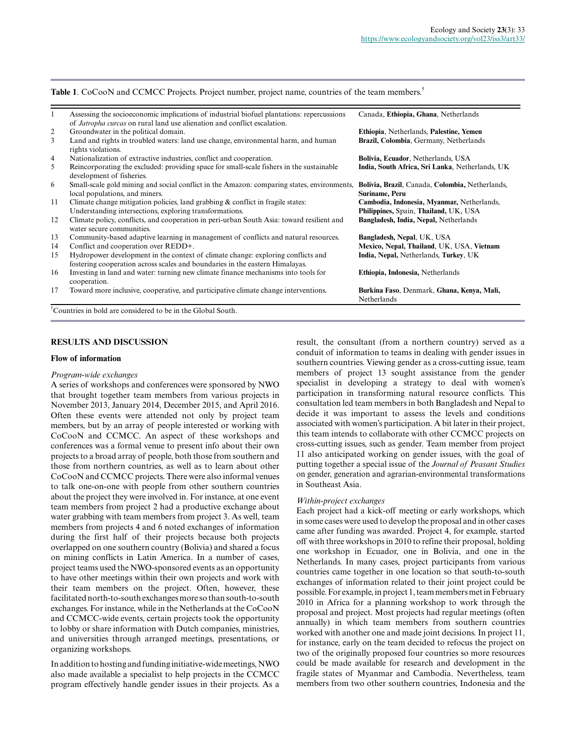**Table 1**. CoCooN and CCMCC Projects. Project number, project name, countries of the team members.[†]

| | | |
|---|---|---|
| 1 | Assessing the socioeconomic implications of industrial biofuel plantations: repercussions of *Jatropha curcas* on rural land use alienation and conflict escalation. | Canada, **Ethiopia, Ghana**, Netherlands |
| 2 | Groundwater in the political domain. | **Ethiopia**, Netherlands, **Palestine, Yemen** |
| 3 | Land and rights in troubled waters: land use change, environmental harm, and human rights violations. | **Brazil, Colombia**, Germany, Netherlands |
| 4 | Nationalization of extractive industries, conflict and cooperation. | **Bolivia, Ecuador**, Netherlands, USA |
| 5 | Reincorporating the excluded: providing space for small-scale fishers in the sustainable development of fisheries. | **India, South Africa, Sri Lanka**, Netherlands, UK |
| 6 | Small-scale gold mining and social conflict in the Amazon: comparing states, environments, local populations, and miners. | **Bolivia, Brazil**, Canada, **Colombia,** Netherlands, **Suriname, Peru** |
| 11 | Climate change mitigation policies, land grabbing & conflict in fragile states: Understanding intersections, exploring transformations. | **Cambodia, Indonesia, Myanmar,** Netherlands, **Philippines**, Spain, **Thailand,** UK, USA |
| 12 | Climate policy, conflicts, and cooperation in peri-urban South Asia: toward resilient and water secure communities. | **Bangladesh, India, Nepal,** Netherlands |
| 13 | Community-based adaptive learning in management of conflicts and natural resources. | **Bangladesh, Nepal**, UK, USA |
| 14 | Conflict and cooperation over REDD+. | **Mexico, Nepal, Thailand**, UK, USA, **Vietnam** |
| 15 | Hydropower development in the context of climate change: exploring conflicts and fostering cooperation across scales and boundaries in the eastern Himalayas. | **India, Nepal,** Netherlands, **Turkey**, UK |
| 16 | Investing in land and water: turning new climate finance mechanisms into tools for cooperation. | **Ethiopia, Indonesia,** Netherlands |
| 17 | Toward more inclusive, cooperative, and participative climate change interventions. | **Burkina Faso**, Denmark, **Ghana, Kenya, Mali,** Netherlands |

[†]Countries in bold are considered to be in the Global South.

## RESULTS AND DISCUSSION

### Flow of information

*Program-wide exchanges*

A series of workshops and conferences were sponsored by NWO that brought together team members from various projects in November 2013, January 2014, December 2015, and April 2016. Often these events were attended not only by project team members, but by an array of people interested or working with CoCooN and CCMCC. An aspect of these workshops and conferences was a formal venue to present info about their own projects to a broad array of people, both those from southern and those from northern countries, as well as to learn about other CoCooN and CCMCC projects. There were also informal venues to talk one-on-one with people from other southern countries about the project they were involved in. For instance, at one event team members from project 2 had a productive exchange about water grabbing with team members from project 3. As well, team members from projects 4 and 6 noted exchanges of information during the first half of their projects because both projects overlapped on one southern country (Bolivia) and shared a focus on mining conflicts in Latin America. In a number of cases, project teams used the NWO-sponsored events as an opportunity to have other meetings within their own projects and work with their team members on the project. Often, however, these facilitated north-to-south exchanges more so than south-to-south exchanges. For instance, while in the Netherlands at the CoCooN and CCMCC-wide events, certain projects took the opportunity to lobby or share information with Dutch companies, ministries, and universities through arranged meetings, presentations, or organizing workshops.

In addition to hosting and funding initiative-wide meetings, NWO also made available a specialist to help projects in the CCMCC program effectively handle gender issues in their projects. As a result, the consultant (from a northern country) served as a conduit of information to teams in dealing with gender issues in southern countries. Viewing gender as a cross-cutting issue, team members of project 13 sought assistance from the gender specialist in developing a strategy to deal with women's participation in transforming natural resource conflicts. This consultation led team members in both Bangladesh and Nepal to decide it was important to assess the levels and conditions associated with women's participation. A bit later in their project, this team intends to collaborate with other CCMCC projects on cross-cutting issues, such as gender. Team member from project 11 also anticipated working on gender issues, with the goal of putting together a special issue of the *Journal of Peasant Studies* on gender, generation and agrarian-environmental transformations in Southeast Asia.

*Within-project exchanges*

Each project had a kick-off meeting or early workshops, which in some cases were used to develop the proposal and in other cases came after funding was awarded. Project 4, for example, started off with three workshops in 2010 to refine their proposal, holding one workshop in Ecuador, one in Bolivia, and one in the Netherlands. In many cases, project participants from various countries came together in one location so that south-to-south exchanges of information related to their joint project could be possible. For example, in project 1, team members met in February 2010 in Africa for a planning workshop to work through the proposal and project. Most projects had regular meetings (often annually) in which team members from southern countries worked with another one and made joint decisions. In project 11, for instance, early on the team decided to refocus the project on two of the originally proposed four countries so more resources could be made available for research and development in the fragile states of Myanmar and Cambodia. Nevertheless, team members from two other southern countries, Indonesia and the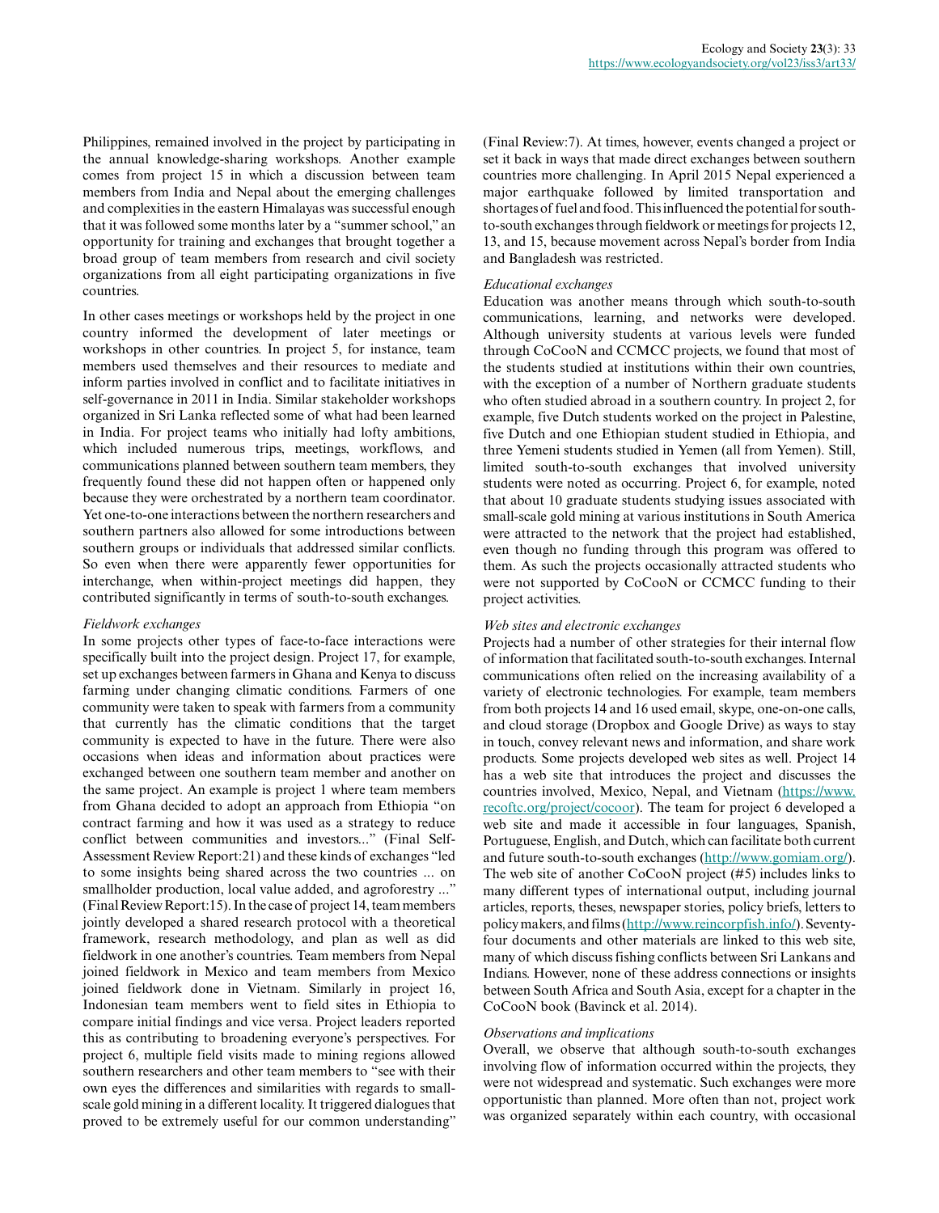Philippines, remained involved in the project by participating in the annual knowledge-sharing workshops. Another example comes from project 15 in which a discussion between team members from India and Nepal about the emerging challenges and complexities in the eastern Himalayas was successful enough that it was followed some months later by a "summer school," an opportunity for training and exchanges that brought together a broad group of team members from research and civil society organizations from all eight participating organizations in five countries.

In other cases meetings or workshops held by the project in one country informed the development of later meetings or workshops in other countries. In project 5, for instance, team members used themselves and their resources to mediate and inform parties involved in conflict and to facilitate initiatives in self-governance in 2011 in India. Similar stakeholder workshops organized in Sri Lanka reflected some of what had been learned in India. For project teams who initially had lofty ambitions, which included numerous trips, meetings, workflows, and communications planned between southern team members, they frequently found these did not happen often or happened only because they were orchestrated by a northern team coordinator. Yet one-to-one interactions between the northern researchers and southern partners also allowed for some introductions between southern groups or individuals that addressed similar conflicts. So even when there were apparently fewer opportunities for interchange, when within-project meetings did happen, they contributed significantly in terms of south-to-south exchanges.

*Fieldwork exchanges*

In some projects other types of face-to-face interactions were specifically built into the project design. Project 17, for example, set up exchanges between farmers in Ghana and Kenya to discuss farming under changing climatic conditions. Farmers of one community were taken to speak with farmers from a community that currently has the climatic conditions that the target community is expected to have in the future. There were also occasions when ideas and information about practices were exchanged between one southern team member and another on the same project. An example is project 1 where team members from Ghana decided to adopt an approach from Ethiopia "on contract farming and how it was used as a strategy to reduce conflict between communities and investors..." (Final Self-Assessment Review Report:21) and these kinds of exchanges "led to some insights being shared across the two countries ... on smallholder production, local value added, and agroforestry ..." (Final Review Report:15). In the case of project 14, team members jointly developed a shared research protocol with a theoretical framework, research methodology, and plan as well as did fieldwork in one another's countries. Team members from Nepal joined fieldwork in Mexico and team members from Mexico joined fieldwork done in Vietnam. Similarly in project 16, Indonesian team members went to field sites in Ethiopia to compare initial findings and vice versa. Project leaders reported this as contributing to broadening everyone's perspectives. For project 6, multiple field visits made to mining regions allowed southern researchers and other team members to "see with their own eyes the differences and similarities with regards to small-scale gold mining in a different locality. It triggered dialogues that proved to be extremely useful for our common understanding" (Final Review:7). At times, however, events changed a project or set it back in ways that made direct exchanges between southern countries more challenging. In April 2015 Nepal experienced a major earthquake followed by limited transportation and shortages of fuel and food. This influenced the potential for south-to-south exchanges through fieldwork or meetings for projects 12, 13, and 15, because movement across Nepal's border from India and Bangladesh was restricted.

*Educational exchanges*

Education was another means through which south-to-south communications, learning, and networks were developed. Although university students at various levels were funded through CoCooN and CCMCC projects, we found that most of the students studied at institutions within their own countries, with the exception of a number of Northern graduate students who often studied abroad in a southern country. In project 2, for example, five Dutch students worked on the project in Palestine, five Dutch and one Ethiopian student studied in Ethiopia, and three Yemeni students studied in Yemen (all from Yemen). Still, limited south-to-south exchanges that involved university students were noted as occurring. Project 6, for example, noted that about 10 graduate students studying issues associated with small-scale gold mining at various institutions in South America were attracted to the network that the project had established, even though no funding through this program was offered to them. As such the projects occasionally attracted students who were not supported by CoCooN or CCMCC funding to their project activities.

*Web sites and electronic exchanges*

Projects had a number of other strategies for their internal flow of information that facilitated south-to-south exchanges. Internal communications often relied on the increasing availability of a variety of electronic technologies. For example, team members from both projects 14 and 16 used email, skype, one-on-one calls, and cloud storage (Dropbox and Google Drive) as ways to stay in touch, convey relevant news and information, and share work products. Some projects developed web sites as well. Project 14 has a web site that introduces the project and discusses the countries involved, Mexico, Nepal, and Vietnam (https://www.recoftc.org/project/cocoor). The team for project 6 developed a web site and made it accessible in four languages, Spanish, Portuguese, English, and Dutch, which can facilitate both current and future south-to-south exchanges (http://www.gomiam.org/). The web site of another CoCooN project (#5) includes links to many different types of international output, including journal articles, reports, theses, newspaper stories, policy briefs, letters to policy makers, and films (http://www.reincorpfish.info/). Seventy-four documents and other materials are linked to this web site, many of which discuss fishing conflicts between Sri Lankans and Indians. However, none of these address connections or insights between South Africa and South Asia, except for a chapter in the CoCooN book (Bavinck et al. 2014).

*Observations and implications*

Overall, we observe that although south-to-south exchanges involving flow of information occurred within the projects, they were not widespread and systematic. Such exchanges were more opportunistic than planned. More often than not, project work was organized separately within each country, with occasional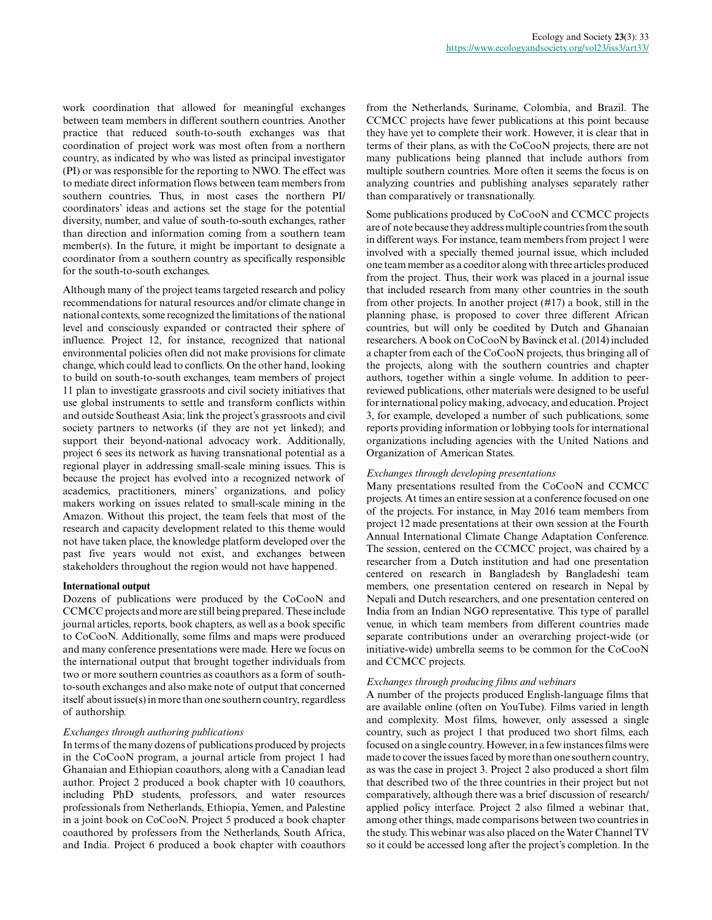work coordination that allowed for meaningful exchanges between team members in different southern countries. Another practice that reduced south-to-south exchanges was that coordination of project work was most often from a northern country, as indicated by who was listed as principal investigator (PI) or was responsible for the reporting to NWO. The effect was to mediate direct information flows between team members from southern countries. Thus, in most cases the northern PI/coordinators' ideas and actions set the stage for the potential diversity, number, and value of south-to-south exchanges, rather than direction and information coming from a southern team member(s). In the future, it might be important to designate a coordinator from a southern country as specifically responsible for the south-to-south exchanges.

Although many of the project teams targeted research and policy recommendations for natural resources and/or climate change in national contexts, some recognized the limitations of the national level and consciously expanded or contracted their sphere of influence. Project 12, for instance, recognized that national environmental policies often did not make provisions for climate change, which could lead to conflicts. On the other hand, looking to build on south-to-south exchanges, team members of project 11 plan to investigate grassroots and civil society initiatives that use global instruments to settle and transform conflicts within and outside Southeast Asia; link the project's grassroots and civil society partners to networks (if they are not yet linked); and support their beyond-national advocacy work. Additionally, project 6 sees its network as having transnational potential as a regional player in addressing small-scale mining issues. This is because the project has evolved into a recognized network of academics, practitioners, miners' organizations, and policy makers working on issues related to small-scale mining in the Amazon. Without this project, the team feels that most of the research and capacity development related to this theme would not have taken place, the knowledge platform developed over the past five years would not exist, and exchanges between stakeholders throughout the region would not have happened.

### International output

Dozens of publications were produced by the CoCooN and CCMCC projects and more are still being prepared. These include journal articles, reports, book chapters, as well as a book specific to CoCooN. Additionally, some films and maps were produced and many conference presentations were made. Here we focus on the international output that brought together individuals from two or more southern countries as coauthors as a form of south-to-south exchanges and also make note of output that concerned itself about issue(s) in more than one southern country, regardless of authorship.

#### *Exchanges through authoring publications*

In terms of the many dozens of publications produced by projects in the CoCooN program, a journal article from project 1 had Ghanaian and Ethiopian coauthors, along with a Canadian lead author. Project 2 produced a book chapter with 10 coauthors, including PhD students, professors, and water resources professionals from Netherlands, Ethiopia, Yemen, and Palestine in a joint book on CoCooN. Project 5 produced a book chapter coauthored by professors from the Netherlands, South Africa, and India. Project 6 produced a book chapter with coauthors from the Netherlands, Suriname, Colombia, and Brazil. The CCMCC projects have fewer publications at this point because they have yet to complete their work. However, it is clear that in terms of their plans, as with the CoCooN projects, there are not many publications being planned that include authors from multiple southern countries. More often it seems the focus is on analyzing countries and publishing analyses separately rather than comparatively or transnationally.

Some publications produced by CoCooN and CCMCC projects are of note because they address multiple countries from the south in different ways. For instance, team members from project 1 were involved with a specially themed journal issue, which included one team member as a coeditor along with three articles produced from the project. Thus, their work was placed in a journal issue that included research from many other countries in the south from other projects. In another project (#17) a book, still in the planning phase, is proposed to cover three different African countries, but will only be coedited by Dutch and Ghanaian researchers. A book on CoCooN by Bavinck et al. (2014) included a chapter from each of the CoCooN projects, thus bringing all of the projects, along with the southern countries and chapter authors, together within a single volume. In addition to peer-reviewed publications, other materials were designed to be useful for international policy making, advocacy, and education. Project 3, for example, developed a number of such publications, some reports providing information or lobbying tools for international organizations including agencies with the United Nations and Organization of American States.

#### *Exchanges through developing presentations*

Many presentations resulted from the CoCooN and CCMCC projects. At times an entire session at a conference focused on one of the projects. For instance, in May 2016 team members from project 12 made presentations at their own session at the Fourth Annual International Climate Change Adaptation Conference. The session, centered on the CCMCC project, was chaired by a researcher from a Dutch institution and had one presentation centered on research in Bangladesh by Bangladeshi team members, one presentation centered on research in Nepal by Nepali and Dutch researchers, and one presentation centered on India from an Indian NGO representative. This type of parallel venue, in which team members from different countries made separate contributions under an overarching project-wide (or initiative-wide) umbrella seems to be common for the CoCooN and CCMCC projects.

#### *Exchanges through producing films and webinars*

A number of the projects produced English-language films that are available online (often on YouTube). Films varied in length and complexity. Most films, however, only assessed a single country, such as project 1 that produced two short films, each focused on a single country. However, in a few instances films were made to cover the issues faced by more than one southern country, as was the case in project 3. Project 2 also produced a short film that described two of the three countries in their project but not comparatively, although there was a brief discussion of research/applied policy interface. Project 2 also filmed a webinar that, among other things, made comparisons between two countries in the study. This webinar was also placed on the Water Channel TV so it could be accessed long after the project's completion. In the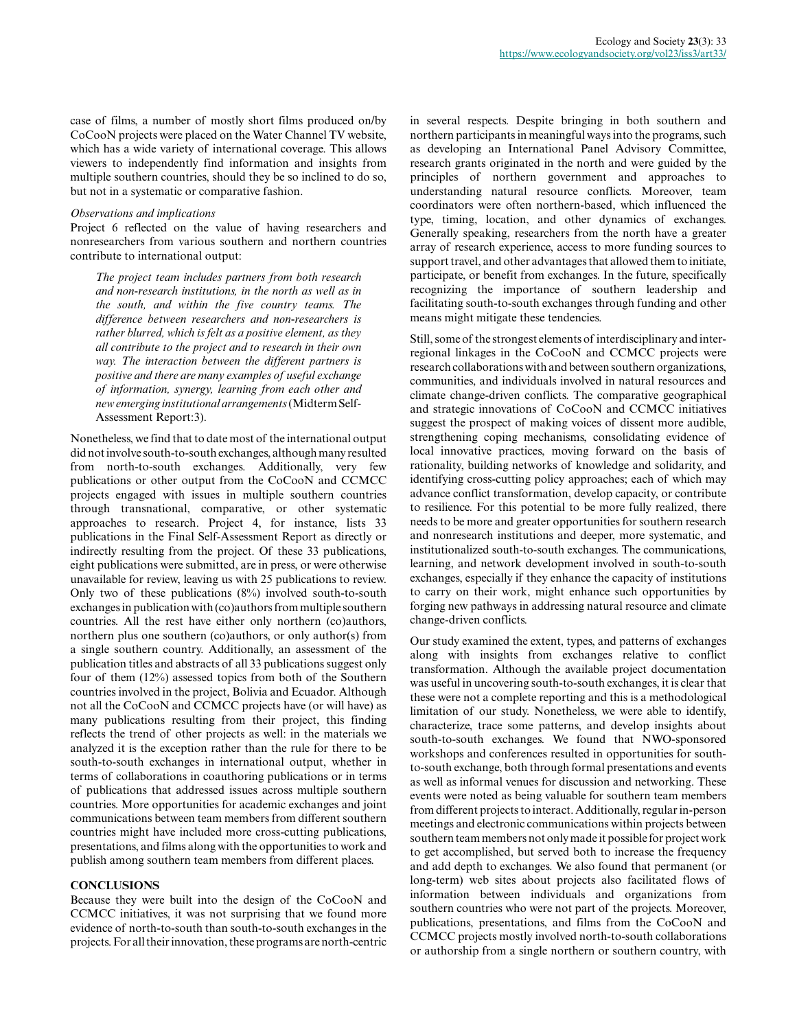case of films, a number of mostly short films produced on/by CoCooN projects were placed on the Water Channel TV website, which has a wide variety of international coverage. This allows viewers to independently find information and insights from multiple southern countries, should they be so inclined to do so, but not in a systematic or comparative fashion.

*Observations and implications*

Project 6 reflected on the value of having researchers and nonresearchers from various southern and northern countries contribute to international output:

> *The project team includes partners from both research and non-research institutions, in the north as well as in the south, and within the five country teams. The difference between researchers and non-researchers is rather blurred, which is felt as a positive element, as they all contribute to the project and to research in their own way. The interaction between the different partners is positive and there are many examples of useful exchange of information, synergy, learning from each other and new emerging institutional arrangements* (Midterm Self-Assessment Report:3).

Nonetheless, we find that to date most of the international output did not involve south-to-south exchanges, although many resulted from north-to-south exchanges. Additionally, very few publications or other output from the CoCooN and CCMCC projects engaged with issues in multiple southern countries through transnational, comparative, or other systematic approaches to research. Project 4, for instance, lists 33 publications in the Final Self-Assessment Report as directly or indirectly resulting from the project. Of these 33 publications, eight publications were submitted, are in press, or were otherwise unavailable for review, leaving us with 25 publications to review. Only two of these publications (8%) involved south-to-south exchanges in publication with (co)authors from multiple southern countries. All the rest have either only northern (co)authors, northern plus one southern (co)authors, or only author(s) from a single southern country. Additionally, an assessment of the publication titles and abstracts of all 33 publications suggest only four of them (12%) assessed topics from both of the Southern countries involved in the project, Bolivia and Ecuador. Although not all the CoCooN and CCMCC projects have (or will have) as many publications resulting from their project, this finding reflects the trend of other projects as well: in the materials we analyzed it is the exception rather than the rule for there to be south-to-south exchanges in international output, whether in terms of collaborations in coauthoring publications or in terms of publications that addressed issues across multiple southern countries. More opportunities for academic exchanges and joint communications between team members from different southern countries might have included more cross-cutting publications, presentations, and films along with the opportunities to work and publish among southern team members from different places.

## CONCLUSIONS

Because they were built into the design of the CoCooN and CCMCC initiatives, it was not surprising that we found more evidence of north-to-south than south-to-south exchanges in the projects. For all their innovation, these programs are north-centric in several respects. Despite bringing in both southern and northern participants in meaningful ways into the programs, such as developing an International Panel Advisory Committee, research grants originated in the north and were guided by the principles of northern government and approaches to understanding natural resource conflicts. Moreover, team coordinators were often northern-based, which influenced the type, timing, location, and other dynamics of exchanges. Generally speaking, researchers from the north have a greater array of research experience, access to more funding sources to support travel, and other advantages that allowed them to initiate, participate, or benefit from exchanges. In the future, specifically recognizing the importance of southern leadership and facilitating south-to-south exchanges through funding and other means might mitigate these tendencies.

Still, some of the strongest elements of interdisciplinary and inter-regional linkages in the CoCooN and CCMCC projects were research collaborations with and between southern organizations, communities, and individuals involved in natural resources and climate change-driven conflicts. The comparative geographical and strategic innovations of CoCooN and CCMCC initiatives suggest the prospect of making voices of dissent more audible, strengthening coping mechanisms, consolidating evidence of local innovative practices, moving forward on the basis of rationality, building networks of knowledge and solidarity, and identifying cross-cutting policy approaches; each of which may advance conflict transformation, develop capacity, or contribute to resilience. For this potential to be more fully realized, there needs to be more and greater opportunities for southern research and nonresearch institutions and deeper, more systematic, and institutionalized south-to-south exchanges. The communications, learning, and network development involved in south-to-south exchanges, especially if they enhance the capacity of institutions to carry on their work, might enhance such opportunities by forging new pathways in addressing natural resource and climate change-driven conflicts.

Our study examined the extent, types, and patterns of exchanges along with insights from exchanges relative to conflict transformation. Although the available project documentation was useful in uncovering south-to-south exchanges, it is clear that these were not a complete reporting and this is a methodological limitation of our study. Nonetheless, we were able to identify, characterize, trace some patterns, and develop insights about south-to-south exchanges. We found that NWO-sponsored workshops and conferences resulted in opportunities for south-to-south exchange, both through formal presentations and events as well as informal venues for discussion and networking. These events were noted as being valuable for southern team members from different projects to interact. Additionally, regular in-person meetings and electronic communications within projects between southern team members not only made it possible for project work to get accomplished, but served both to increase the frequency and add depth to exchanges. We also found that permanent (or long-term) web sites about projects also facilitated flows of information between individuals and organizations from southern countries who were not part of the projects. Moreover, publications, presentations, and films from the CoCooN and CCMCC projects mostly involved north-to-south collaborations or authorship from a single northern or southern country, with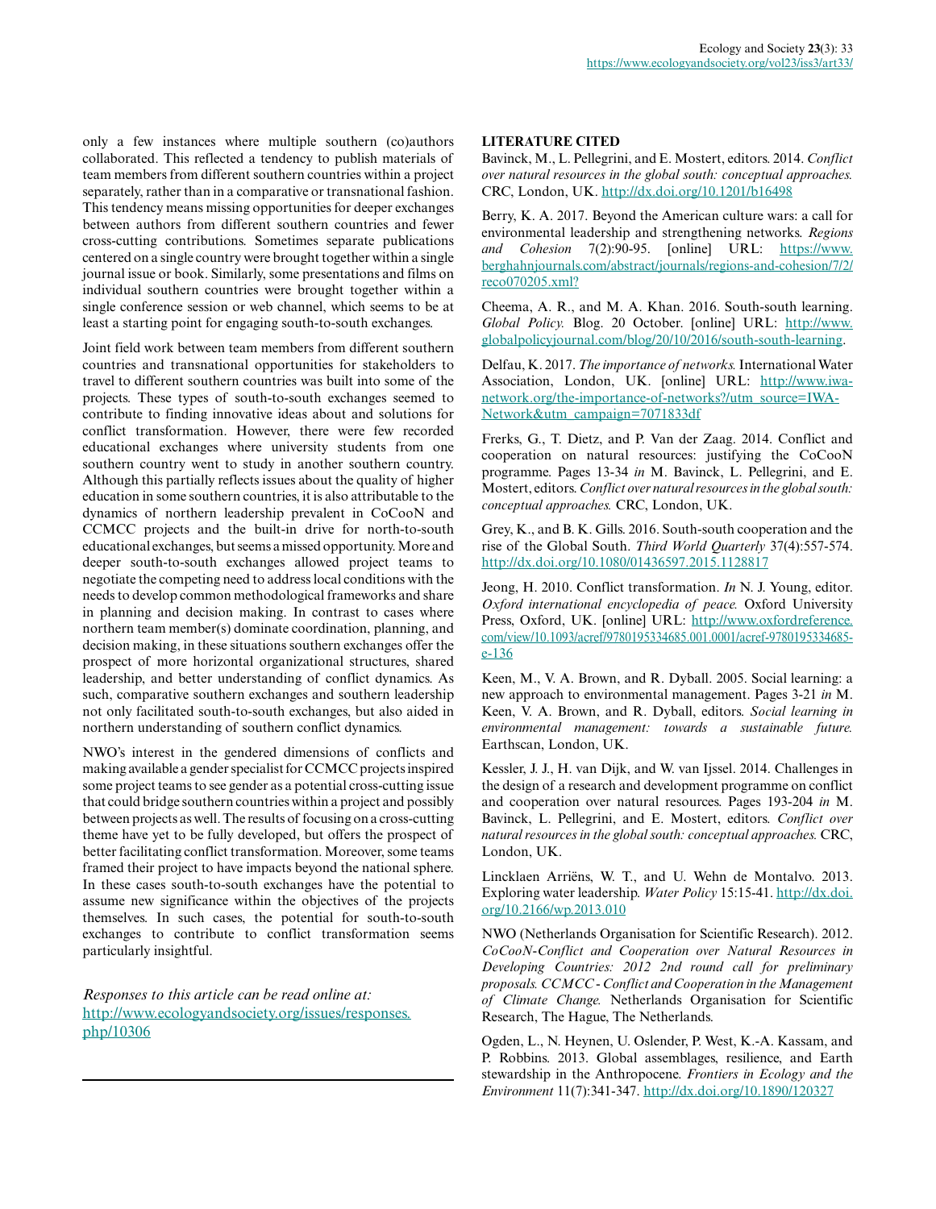only a few instances where multiple southern (co)authors collaborated. This reflected a tendency to publish materials of team members from different southern countries within a project separately, rather than in a comparative or transnational fashion. This tendency means missing opportunities for deeper exchanges between authors from different southern countries and fewer cross-cutting contributions. Sometimes separate publications centered on a single country were brought together within a single journal issue or book. Similarly, some presentations and films on individual southern countries were brought together within a single conference session or web channel, which seems to be at least a starting point for engaging south-to-south exchanges.

Joint field work between team members from different southern countries and transnational opportunities for stakeholders to travel to different southern countries was built into some of the projects. These types of south-to-south exchanges seemed to contribute to finding innovative ideas about and solutions for conflict transformation. However, there were few recorded educational exchanges where university students from one southern country went to study in another southern country. Although this partially reflects issues about the quality of higher education in some southern countries, it is also attributable to the dynamics of northern leadership prevalent in CoCooN and CCMCC projects and the built-in drive for north-to-south educational exchanges, but seems a missed opportunity. More and deeper south-to-south exchanges allowed project teams to negotiate the competing need to address local conditions with the needs to develop common methodological frameworks and share in planning and decision making. In contrast to cases where northern team member(s) dominate coordination, planning, and decision making, in these situations southern exchanges offer the prospect of more horizontal organizational structures, shared leadership, and better understanding of conflict dynamics. As such, comparative southern exchanges and southern leadership not only facilitated south-to-south exchanges, but also aided in northern understanding of southern conflict dynamics.

NWO's interest in the gendered dimensions of conflicts and making available a gender specialist for CCMCC projects inspired some project teams to see gender as a potential cross-cutting issue that could bridge southern countries within a project and possibly between projects as well. The results of focusing on a cross-cutting theme have yet to be fully developed, but offers the prospect of better facilitating conflict transformation. Moreover, some teams framed their project to have impacts beyond the national sphere. In these cases south-to-south exchanges have the potential to assume new significance within the objectives of the projects themselves. In such cases, the potential for south-to-south exchanges to contribute to conflict transformation seems particularly insightful.

*Responses to this article can be read online at:*
http://www.ecologyandsociety.org/issues/responses.php/10306

---

## LITERATURE CITED

Bavinck, M., L. Pellegrini, and E. Mostert, editors. 2014. *Conflict over natural resources in the global south: conceptual approaches.* CRC, London, UK. http://dx.doi.org/10.1201/b16498

Berry, K. A. 2017. Beyond the American culture wars: a call for environmental leadership and strengthening networks. *Regions and Cohesion* 7(2):90-95. [online] URL: https://www.berghahnjournals.com/abstract/journals/regions-and-cohesion/7/2/reco070205.xml?

Cheema, A. R., and M. A. Khan. 2016. South-south learning. *Global Policy.* Blog. 20 October. [online] URL: http://www.globalpolicyjournal.com/blog/20/10/2016/south-south-learning.

Delfau, K. 2017. *The importance of networks.* International Water Association, London, UK. [online] URL: http://www.iwa-network.org/the-importance-of-networks?/utm_source=IWA-Network&utm_campaign=7071833df

Frerks, G., T. Dietz, and P. Van der Zaag. 2014. Conflict and cooperation on natural resources: justifying the CoCooN programme. Pages 13-34 *in* M. Bavinck, L. Pellegrini, and E. Mostert, editors. *Conflict over natural resources in the global south: conceptual approaches.* CRC, London, UK.

Grey, K., and B. K. Gills. 2016. South-south cooperation and the rise of the Global South. *Third World Quarterly* 37(4):557-574. http://dx.doi.org/10.1080/01436597.2015.1128817

Jeong, H. 2010. Conflict transformation. *In* N. J. Young, editor. *Oxford international encyclopedia of peace.* Oxford University Press, Oxford, UK. [online] URL: http://www.oxfordreference.com/view/10.1093/acref/9780195334685.001.0001/acref-9780195334685-e-136

Keen, M., V. A. Brown, and R. Dyball. 2005. Social learning: a new approach to environmental management. Pages 3-21 *in* M. Keen, V. A. Brown, and R. Dyball, editors. *Social learning in environmental management: towards a sustainable future.* Earthscan, London, UK.

Kessler, J. J., H. van Dijk, and W. van Ijssel. 2014. Challenges in the design of a research and development programme on conflict and cooperation over natural resources. Pages 193-204 *in* M. Bavinck, L. Pellegrini, and E. Mostert, editors. *Conflict over natural resources in the global south: conceptual approaches.* CRC, London, UK.

Lincklaen Arriëns, W. T., and U. Wehn de Montalvo. 2013. Exploring water leadership. *Water Policy* 15:15-41. http://dx.doi.org/10.2166/wp.2013.010

NWO (Netherlands Organisation for Scientific Research). 2012. *CoCooN-Conflict and Cooperation over Natural Resources in Developing Countries: 2012 2nd round call for preliminary proposals. CCMCC - Conflict and Cooperation in the Management of Climate Change.* Netherlands Organisation for Scientific Research, The Hague, The Netherlands.

Ogden, L., N. Heynen, U. Oslender, P. West, K.-A. Kassam, and P. Robbins. 2013. Global assemblages, resilience, and Earth stewardship in the Anthropocene. *Frontiers in Ecology and the Environment* 11(7):341-347. http://dx.doi.org/10.1890/120327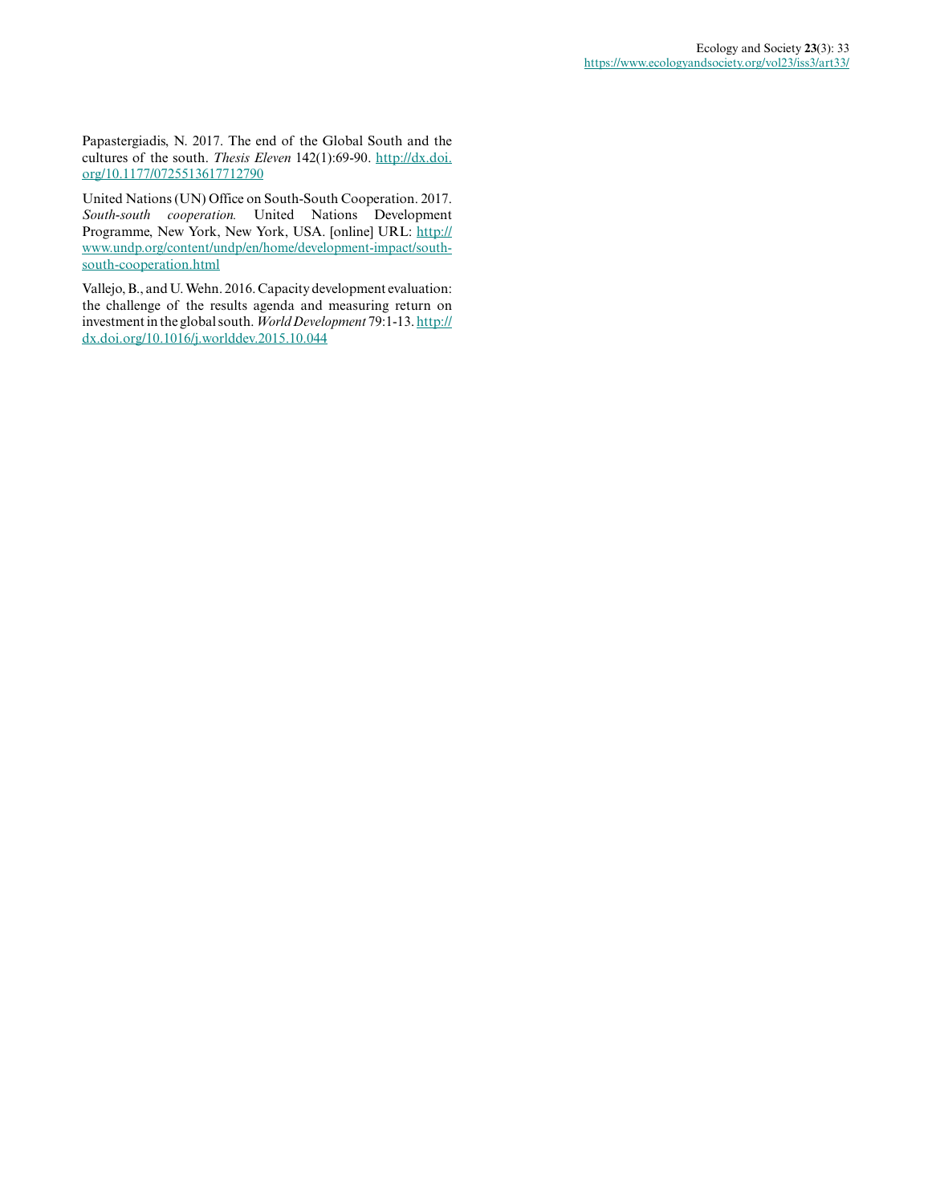Papastergiadis, N. 2017. The end of the Global South and the cultures of the south. *Thesis Eleven* 142(1):69-90. http://dx.doi.org/10.1177/0725513617712790

United Nations (UN) Office on South-South Cooperation. 2017. *South-south cooperation.* United Nations Development Programme, New York, New York, USA. [online] URL: http://www.undp.org/content/undp/en/home/development-impact/south-south-cooperation.html

Vallejo, B., and U. Wehn. 2016. Capacity development evaluation: the challenge of the results agenda and measuring return on investment in the global south. *World Development* 79:1-13. http://dx.doi.org/10.1016/j.worlddev.2015.10.044